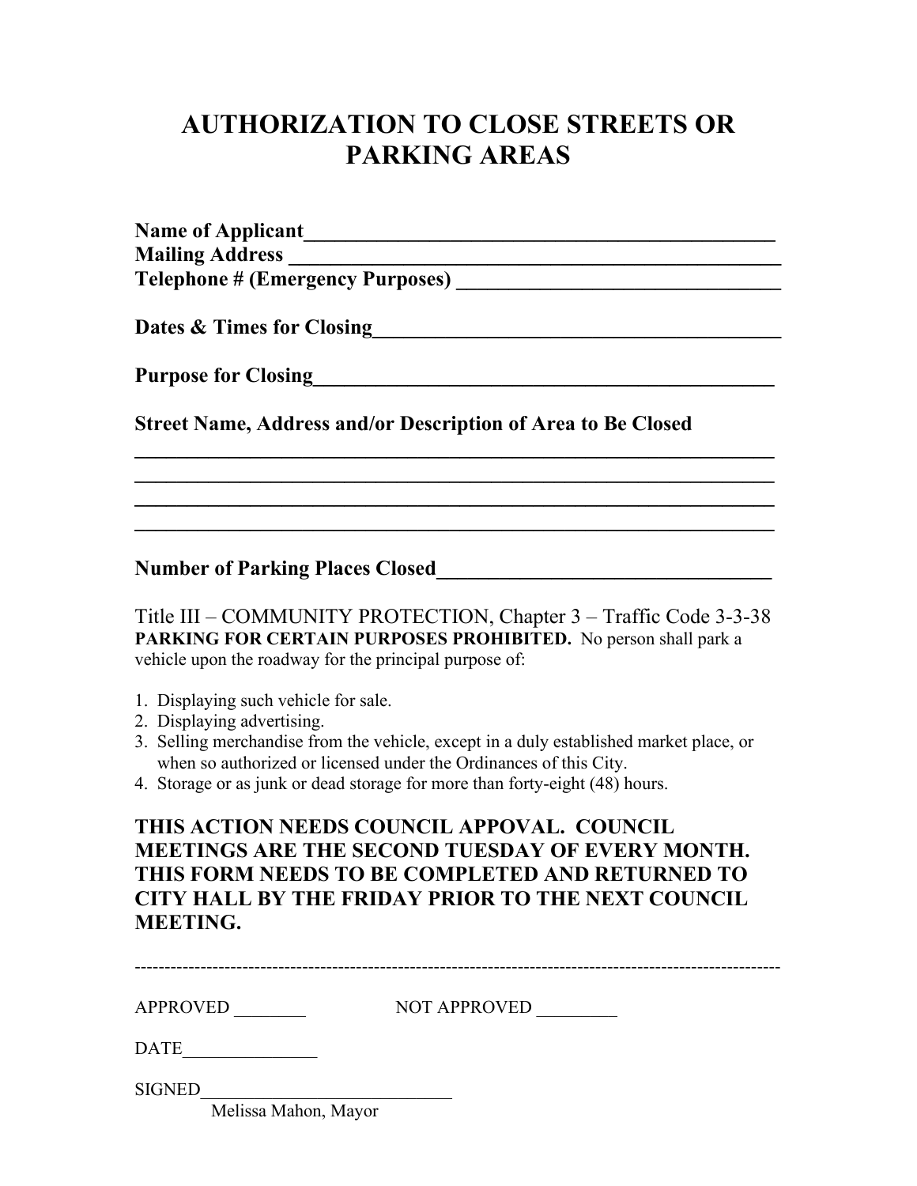# AUTHORIZATION TO CLOSE STREETS OR PARKING AREAS

**Name of Applicant**_______________________________________________
**Mailing Address** _________________________________________________
**Telephone # (Emergency Purposes)** ________________________________

**Dates & Times for Closing**________________________________________

**Purpose for Closing**_____________________________________________

**Street Name, Address and/or Description of Area to Be Closed**

_________________________________________________________________
_________________________________________________________________
_________________________________________________________________
_________________________________________________________________

**Number of Parking Places Closed**__________________________________

Title III – COMMUNITY PROTECTION, Chapter 3 – Traffic Code 3-3-38
**PARKING FOR CERTAIN PURPOSES PROHIBITED.** No person shall park a vehicle upon the roadway for the principal purpose of:

1. Displaying such vehicle for sale.
2. Displaying advertising.
3. Selling merchandise from the vehicle, except in a duly established market place, or when so authorized or licensed under the Ordinances of this City.
4. Storage or as junk or dead storage for more than forty-eight (48) hours.

**THIS ACTION NEEDS COUNCIL APPOVAL. COUNCIL MEETINGS ARE THE SECOND TUESDAY OF EVERY MONTH. THIS FORM NEEDS TO BE COMPLETED AND RETURNED TO CITY HALL BY THE FRIDAY PRIOR TO THE NEXT COUNCIL MEETING.**

---

APPROVED ________ NOT APPROVED _________

DATE_______________

SIGNED____________________________
Melissa Mahon, Mayor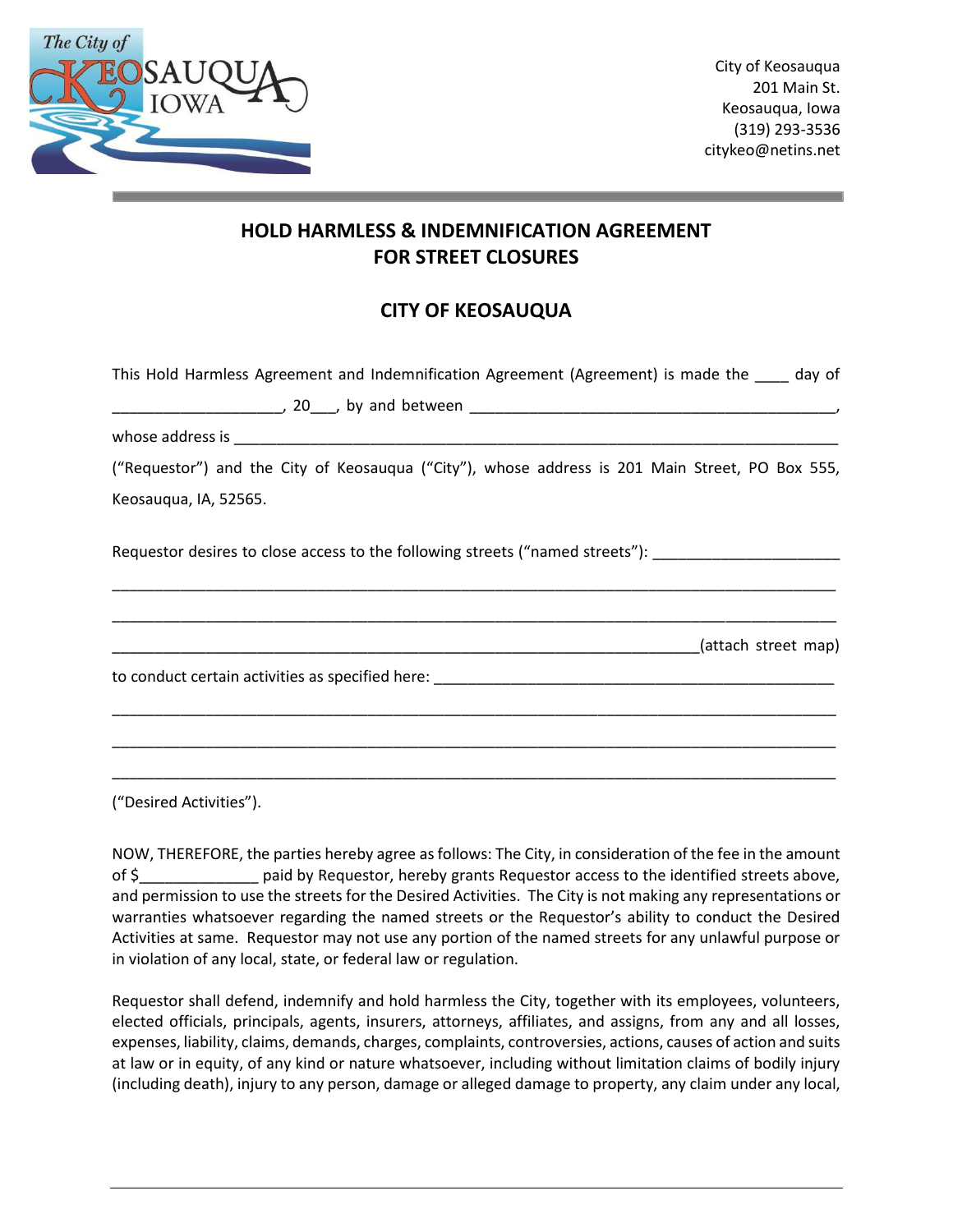City of Keosauqua
201 Main St.
Keosauqua, Iowa
(319) 293-3536
citykeo@netins.net

## HOLD HARMLESS & INDEMNIFICATION AGREEMENT FOR STREET CLOSURES

## CITY OF KEOSAUQUA

This Hold Harmless Agreement and Indemnification Agreement (Agreement) is made the ____ day of ____________________, 20___, by and between _____________________________________________, whose address is ____________________________________________________________________________ ("Requestor") and the City of Keosauqua ("City"), whose address is 201 Main Street, PO Box 555, Keosauqua, IA, 52565.

Requestor desires to close access to the following streets ("named streets"): ______________________
_____________________________________________________________________________________
_____________________________________________________________________________________
________________________________________________________________________(attach street map)
to conduct certain activities as specified here: _________________________________________________
_____________________________________________________________________________________
_____________________________________________________________________________________
_____________________________________________________________________________________
("Desired Activities").

NOW, THEREFORE, the parties hereby agree as follows: The City, in consideration of the fee in the amount of $______________ paid by Requestor, hereby grants Requestor access to the identified streets above, and permission to use the streets for the Desired Activities. The City is not making any representations or warranties whatsoever regarding the named streets or the Requestor's ability to conduct the Desired Activities at same. Requestor may not use any portion of the named streets for any unlawful purpose or in violation of any local, state, or federal law or regulation.

Requestor shall defend, indemnify and hold harmless the City, together with its employees, volunteers, elected officials, principals, agents, insurers, attorneys, affiliates, and assigns, from any and all losses, expenses, liability, claims, demands, charges, complaints, controversies, actions, causes of action and suits at law or in equity, of any kind or nature whatsoever, including without limitation claims of bodily injury (including death), injury to any person, damage or alleged damage to property, any claim under any local,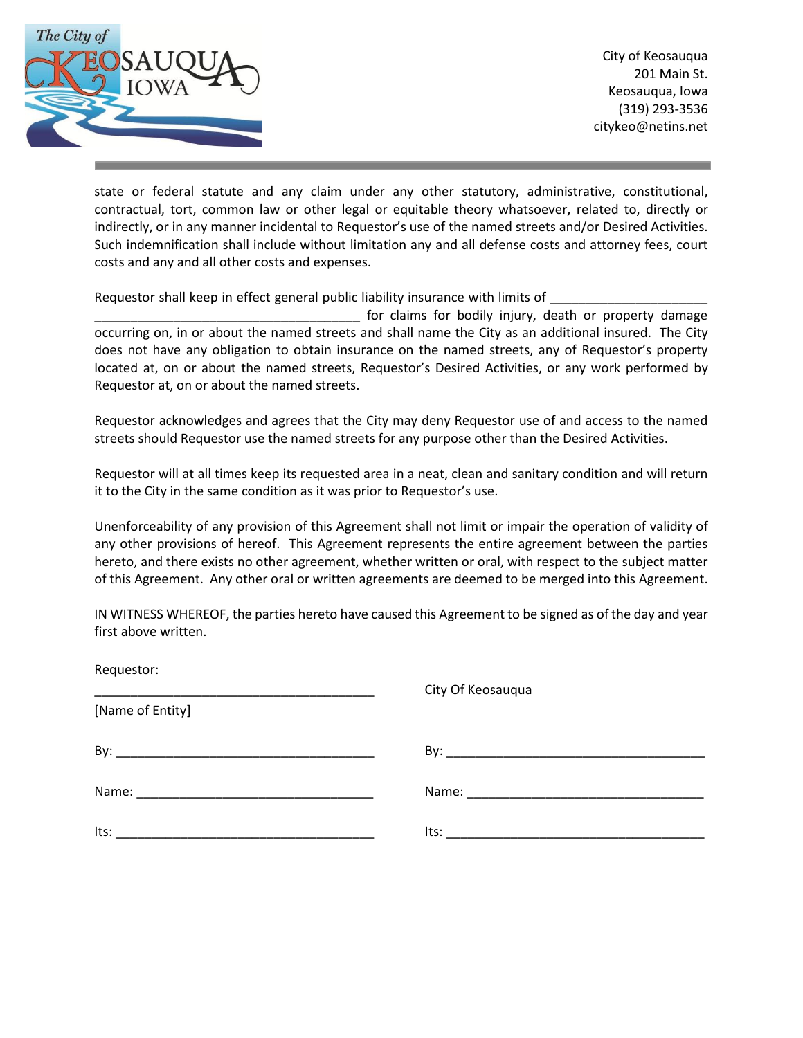City of Keosauqua
201 Main St.
Keosauqua, Iowa
(319) 293-3536
citykeo@netins.net

state or federal statute and any claim under any other statutory, administrative, constitutional, contractual, tort, common law or other legal or equitable theory whatsoever, related to, directly or indirectly, or in any manner incidental to Requestor's use of the named streets and/or Desired Activities. Such indemnification shall include without limitation any and all defense costs and attorney fees, court costs and any and all other costs and expenses.

Requestor shall keep in effect general public liability insurance with limits of _____________________ ____________________________________ for claims for bodily injury, death or property damage occurring on, in or about the named streets and shall name the City as an additional insured. The City does not have any obligation to obtain insurance on the named streets, any of Requestor's property located at, on or about the named streets, Requestor's Desired Activities, or any work performed by Requestor at, on or about the named streets.

Requestor acknowledges and agrees that the City may deny Requestor use of and access to the named streets should Requestor use the named streets for any purpose other than the Desired Activities.

Requestor will at all times keep its requested area in a neat, clean and sanitary condition and will return it to the City in the same condition as it was prior to Requestor's use.

Unenforceability of any provision of this Agreement shall not limit or impair the operation of validity of any other provisions of hereof. This Agreement represents the entire agreement between the parties hereto, and there exists no other agreement, whether written or oral, with respect to the subject matter of this Agreement. Any other oral or written agreements are deemed to be merged into this Agreement.

IN WITNESS WHEREOF, the parties hereto have caused this Agreement to be signed as of the day and year first above written.

Requestor:

______________________________________
[Name of Entity]

By: ___________________________________

Name: _________________________________

Its: ___________________________________

City Of Keosauqua

By: ___________________________________

Name: _________________________________

Its: ___________________________________